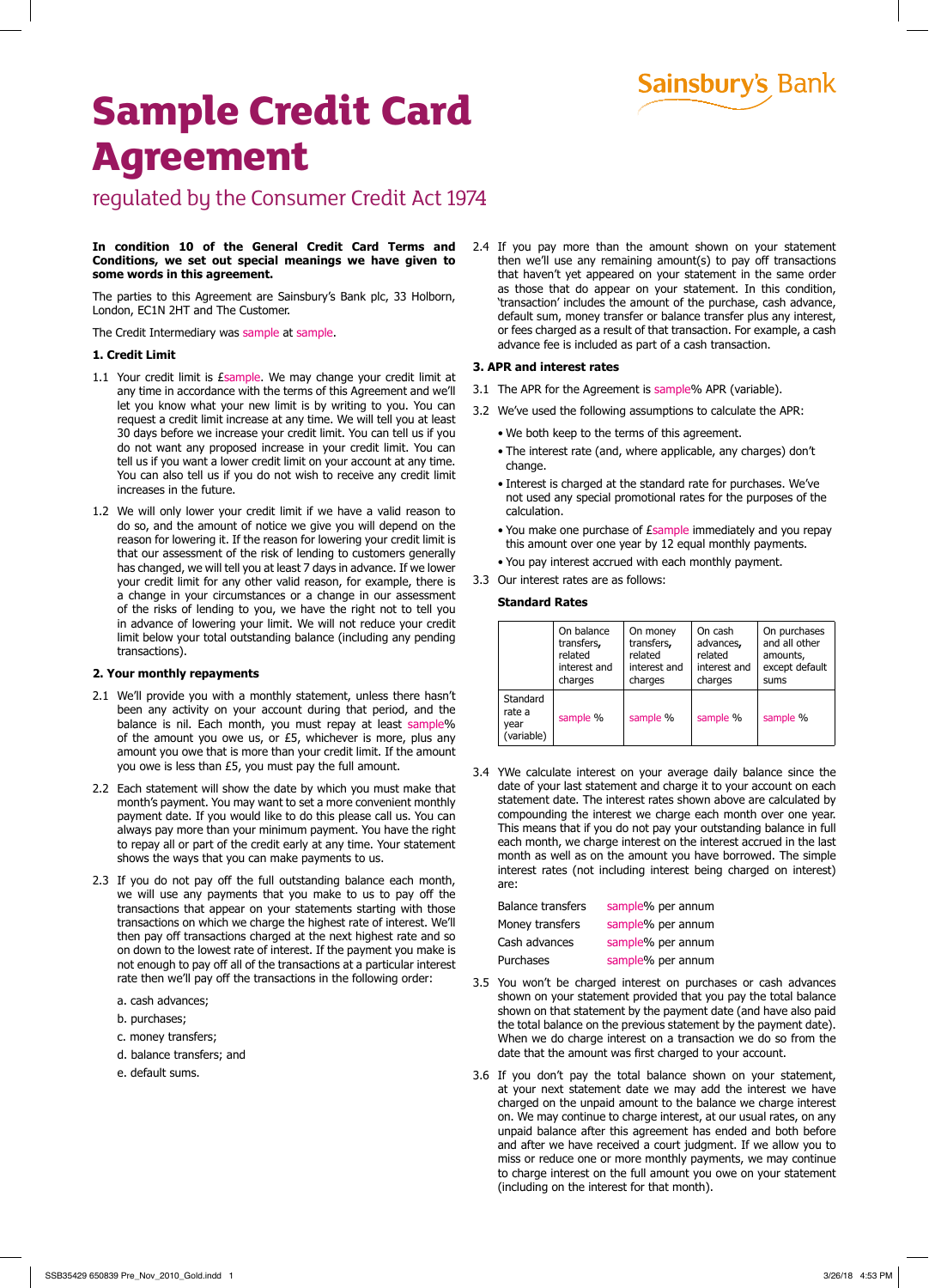# Sample Credit Card Agreement

## regulated by the Consumer Credit Act 1974

Sainsbury's Bank

**In condition 10 of the General Credit Card Terms and Conditions, we set out special meanings we have given to some words in this agreement.**

The parties to this Agreement are Sainsbury's Bank plc, 33 Holborn, London, EC1N 2HT and The Customer.

The Credit Intermediary was sample at sample.

### 1. Credit Limit

1.1 Your credit limit is £sample. We may change your credit limit at any time in accordance with the terms of this Agreement and we'll let you know what your new limit is by writing to you. You can request a credit limit increase at any time. We will tell you at least 30 days before we increase your credit limit. You can tell us if you do not want any proposed increase in your credit limit. You can tell us if you want a lower credit limit on your account at any time. You can also tell us if you do not wish to receive any credit limit increases in the future.

1.2 We will only lower your credit limit if we have a valid reason to do so, and the amount of notice we give you will depend on the reason for lowering it. If the reason for lowering your credit limit is that our assessment of the risk of lending to customers generally has changed, we will tell you at least 7 days in advance. If we lower your credit limit for any other valid reason, for example, there is a change in your circumstances or a change in our assessment of the risks of lending to you, we have the right not to tell you in advance of lowering your limit. We will not reduce your credit limit below your total outstanding balance (including any pending transactions).

### 2. Your monthly repayments

2.1 We'll provide you with a monthly statement, unless there hasn't been any activity on your account during that period, and the balance is nil. Each month, you must repay at least sample% of the amount you owe us, or £5, whichever is more, plus any amount you owe that is more than your credit limit. If the amount you owe is less than £5, you must pay the full amount.

2.2 Each statement will show the date by which you must make that month's payment. You may want to set a more convenient monthly payment date. If you would like to do this please call us. You can always pay more than your minimum payment. You have the right to repay all or part of the credit early at any time. Your statement shows the ways that you can make payments to us.

2.3 If you do not pay off the full outstanding balance each month, we will use any payments that you make to us to pay off the transactions that appear on your statements starting with those transactions on which we charge the highest rate of interest. We'll then pay off transactions charged at the next highest rate and so on down to the lowest rate of interest. If the payment you make is not enough to pay off all of the transactions at a particular interest rate then we'll pay off the transactions in the following order:

a. cash advances;

b. purchases;

c. money transfers;

d. balance transfers; and

e. default sums.

2.4 If you pay more than the amount shown on your statement then we'll use any remaining amount(s) to pay off transactions that haven't yet appeared on your statement in the same order as those that do appear on your statement. In this condition, 'transaction' includes the amount of the purchase, cash advance, default sum, money transfer or balance transfer plus any interest, or fees charged as a result of that transaction. For example, a cash advance fee is included as part of a cash transaction.

### 3. APR and interest rates

3.1 The APR for the Agreement is sample% APR (variable).

3.2 We've used the following assumptions to calculate the APR:

- We both keep to the terms of this agreement.
- The interest rate (and, where applicable, any charges) don't change.
- Interest is charged at the standard rate for purchases. We've not used any special promotional rates for the purposes of the calculation.
- You make one purchase of £sample immediately and you repay this amount over one year by 12 equal monthly payments.
- You pay interest accrued with each monthly payment.

3.3 Our interest rates are as follows:

**Standard Rates**

| | On balance transfers, related interest and charges | On money transfers, related interest and charges | On cash advances, related interest and charges | On purchases and all other amounts, except default sums |
|---|---|---|---|---|
| Standard rate a year (variable) | sample % | sample % | sample % | sample % |

3.4 YWe calculate interest on your average daily balance since the date of your last statement and charge it to your account on each statement date. The interest rates shown above are calculated by compounding the interest we charge each month over one year. This means that if you do not pay your outstanding balance in full each month, we charge interest on the interest accrued in the last month as well as on the amount you have borrowed. The simple interest rates (not including interest being charged on interest) are:

| | |
|---|---|
| Balance transfers | sample% per annum |
| Money transfers | sample% per annum |
| Cash advances | sample% per annum |
| Purchases | sample% per annum |

3.5 You won't be charged interest on purchases or cash advances shown on your statement provided that you pay the total balance shown on that statement by the payment date (and have also paid the total balance on the previous statement by the payment date). When we do charge interest on a transaction we do so from the date that the amount was first charged to your account.

3.6 If you don't pay the total balance shown on your statement, at your next statement date we may add the interest we have charged on the unpaid amount to the balance we charge interest on. We may continue to charge interest, at our usual rates, on any unpaid balance after this agreement has ended and both before and after we have received a court judgment. If we allow you to miss or reduce one or more monthly payments, we may continue to charge interest on the full amount you owe on your statement (including on the interest for that month).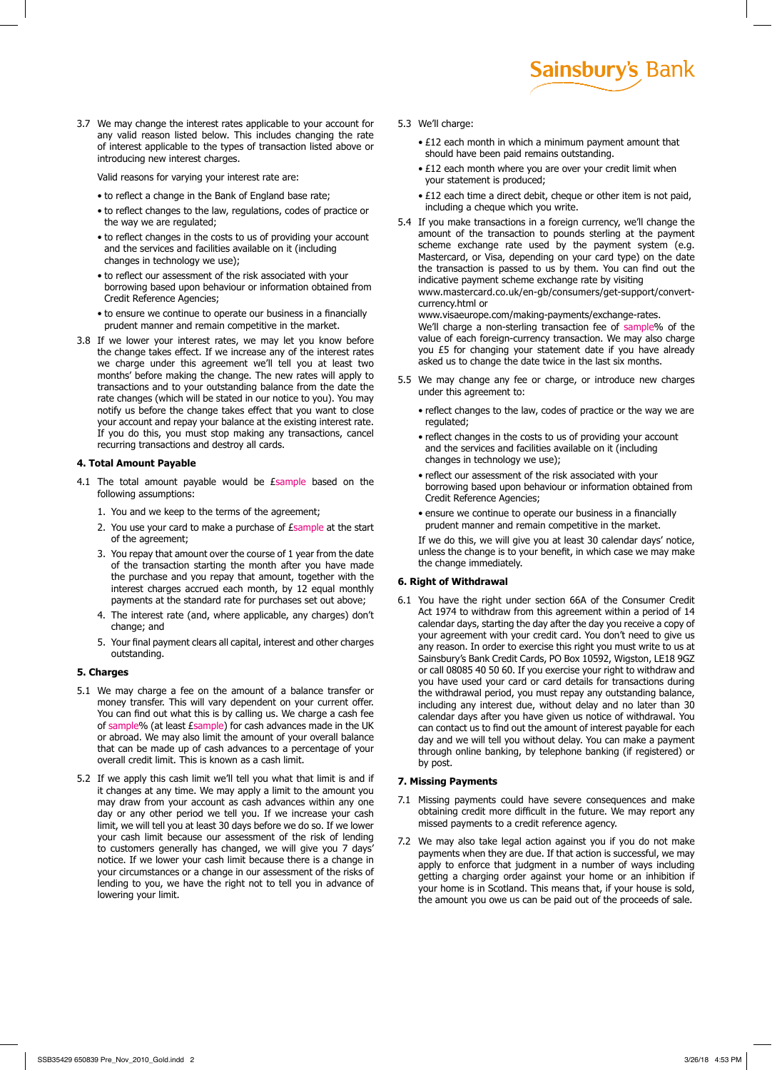3.7 We may change the interest rates applicable to your account for any valid reason listed below. This includes changing the rate of interest applicable to the types of transaction listed above or introducing new interest charges.

Valid reasons for varying your interest rate are:

- to reflect a change in the Bank of England base rate;
- to reflect changes to the law, regulations, codes of practice or the way we are regulated;
- to reflect changes in the costs to us of providing your account and the services and facilities available on it (including changes in technology we use);
- to reflect our assessment of the risk associated with your borrowing based upon behaviour or information obtained from Credit Reference Agencies;
- to ensure we continue to operate our business in a financially prudent manner and remain competitive in the market.

3.8 If we lower your interest rates, we may let you know before the change takes effect. If we increase any of the interest rates we charge under this agreement we'll tell you at least two months' before making the change. The new rates will apply to transactions and to your outstanding balance from the date the rate changes (which will be stated in our notice to you). You may notify us before the change takes effect that you want to close your account and repay your balance at the existing interest rate. If you do this, you must stop making any transactions, cancel recurring transactions and destroy all cards.

#### 4. Total Amount Payable

4.1 The total amount payable would be £sample based on the following assumptions:

1. You and we keep to the terms of the agreement;
2. You use your card to make a purchase of £sample at the start of the agreement;
3. You repay that amount over the course of 1 year from the date of the transaction starting the month after you have made the purchase and you repay that amount, together with the interest charges accrued each month, by 12 equal monthly payments at the standard rate for purchases set out above;
4. The interest rate (and, where applicable, any charges) don't change; and
5. Your final payment clears all capital, interest and other charges outstanding.

#### 5. Charges

5.1 We may charge a fee on the amount of a balance transfer or money transfer. This will vary dependent on your current offer. You can find out what this is by calling us. We charge a cash fee of sample% (at least £sample) for cash advances made in the UK or abroad. We may also limit the amount of your overall balance that can be made up of cash advances to a percentage of your overall credit limit. This is known as a cash limit.

5.2 If we apply this cash limit we'll tell you what that limit is and if it changes at any time. We may apply a limit to the amount you may draw from your account as cash advances within any one day or any other period we tell you. If we increase your cash limit, we will tell you at least 30 days before we do so. If we lower your cash limit because our assessment of the risk of lending to customers generally has changed, we will give you 7 days' notice. If we lower your cash limit because there is a change in your circumstances or a change in our assessment of the risks of lending to you, we have the right not to tell you in advance of lowering your limit.

5.3 We'll charge:

- £12 each month in which a minimum payment amount that should have been paid remains outstanding.
- £12 each month where you are over your credit limit when your statement is produced;
- £12 each time a direct debit, cheque or other item is not paid, including a cheque which you write.

5.4 If you make transactions in a foreign currency, we'll change the amount of the transaction to pounds sterling at the payment scheme exchange rate used by the payment system (e.g. Mastercard, or Visa, depending on your card type) on the date the transaction is passed to us by them. You can find out the indicative payment scheme exchange rate by visiting www.mastercard.co.uk/en-gb/consumers/get-support/convert-currency.html or www.visaeurope.com/making-payments/exchange-rates. We'll charge a non-sterling transaction fee of sample% of the value of each foreign-currency transaction. We may also charge you £5 for changing your statement date if you have already asked us to change the date twice in the last six months.

5.5 We may change any fee or charge, or introduce new charges under this agreement to:

- reflect changes to the law, codes of practice or the way we are regulated;
- reflect changes in the costs to us of providing your account and the services and facilities available on it (including changes in technology we use);
- reflect our assessment of the risk associated with your borrowing based upon behaviour or information obtained from Credit Reference Agencies;
- ensure we continue to operate our business in a financially prudent manner and remain competitive in the market.

If we do this, we will give you at least 30 calendar days' notice, unless the change is to your benefit, in which case we may make the change immediately.

#### 6. Right of Withdrawal

6.1 You have the right under section 66A of the Consumer Credit Act 1974 to withdraw from this agreement within a period of 14 calendar days, starting the day after the day you receive a copy of your agreement with your credit card. You don't need to give us any reason. In order to exercise this right you must write to us at Sainsbury's Bank Credit Cards, PO Box 10592, Wigston, LE18 9GZ or call 08085 40 50 60. If you exercise your right to withdraw and you have used your card or card details for transactions during the withdrawal period, you must repay any outstanding balance, including any interest due, without delay and no later than 30 calendar days after you have given us notice of withdrawal. You can contact us to find out the amount of interest payable for each day and we will tell you without delay. You can make a payment through online banking, by telephone banking (if registered) or by post.

#### 7. Missing Payments

7.1 Missing payments could have severe consequences and make obtaining credit more difficult in the future. We may report any missed payments to a credit reference agency.

7.2 We may also take legal action against you if you do not make payments when they are due. If that action is successful, we may apply to enforce that judgment in a number of ways including getting a charging order against your home or an inhibition if your home is in Scotland. This means that, if your house is sold, the amount you owe us can be paid out of the proceeds of sale.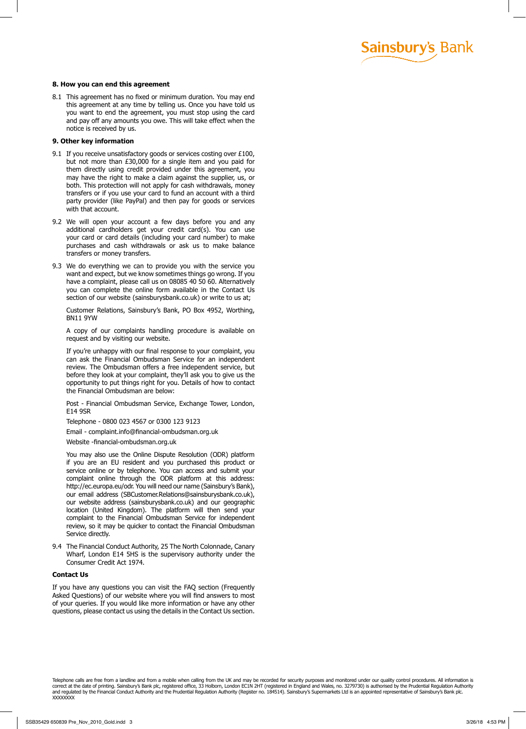## 8. How you can end this agreement

8.1 This agreement has no fixed or minimum duration. You may end this agreement at any time by telling us. Once you have told us you want to end the agreement, you must stop using the card and pay off any amounts you owe. This will take effect when the notice is received by us.

## 9. Other key information

9.1 If you receive unsatisfactory goods or services costing over £100, but not more than £30,000 for a single item and you paid for them directly using credit provided under this agreement, you may have the right to make a claim against the supplier, us, or both. This protection will not apply for cash withdrawals, money transfers or if you use your card to fund an account with a third party provider (like PayPal) and then pay for goods or services with that account.

9.2 We will open your account a few days before you and any additional cardholders get your credit card(s). You can use your card or card details (including your card number) to make purchases and cash withdrawals or ask us to make balance transfers or money transfers.

9.3 We do everything we can to provide you with the service you want and expect, but we know sometimes things go wrong. If you have a complaint, please call us on 08085 40 50 60. Alternatively you can complete the online form available in the Contact Us section of our website (sainsburysbank.co.uk) or write to us at;

Customer Relations, Sainsbury's Bank, PO Box 4952, Worthing, BN11 9YW

A copy of our complaints handling procedure is available on request and by visiting our website.

If you're unhappy with our final response to your complaint, you can ask the Financial Ombudsman Service for an independent review. The Ombudsman offers a free independent service, but before they look at your complaint, they'll ask you to give us the opportunity to put things right for you. Details of how to contact the Financial Ombudsman are below:

Post - Financial Ombudsman Service, Exchange Tower, London, E14 9SR

Telephone - 0800 023 4567 or 0300 123 9123

Email - complaint.info@financial-ombudsman.org.uk

Website -financial-ombudsman.org.uk

You may also use the Online Dispute Resolution (ODR) platform if you are an EU resident and you purchased this product or service online or by telephone. You can access and submit your complaint online through the ODR platform at this address: http://ec.europa.eu/odr. You will need our name (Sainsbury's Bank), our email address (SBCustomer.Relations@sainsburysbank.co.uk), our website address (sainsburysbank.co.uk) and our geographic location (United Kingdom). The platform will then send your complaint to the Financial Ombudsman Service for independent review, so it may be quicker to contact the Financial Ombudsman Service directly.

9.4 The Financial Conduct Authority, 25 The North Colonnade, Canary Wharf, London E14 5HS is the supervisory authority under the Consumer Credit Act 1974.

## Contact Us

If you have any questions you can visit the FAQ section (Frequently Asked Questions) of our website where you will find answers to most of your queries. If you would like more information or have any other questions, please contact us using the details in the Contact Us section.

Telephone calls are free from a landline and from a mobile when calling from the UK and may be recorded for security purposes and monitored under our quality control procedures. All information is correct at the date of printing. Sainsbury's Bank plc, registered office, 33 Holborn, London EC1N 2HT (registered in England and Wales, no. 3279730) is authorised by the Prudential Regulation Authority and regulated by the Financial Conduct Authority and the Prudential Regulation Authority (Register no. 184514). Sainsbury's Supermarkets Ltd is an appointed representative of Sainsbury's Bank plc. XXXXXXXX